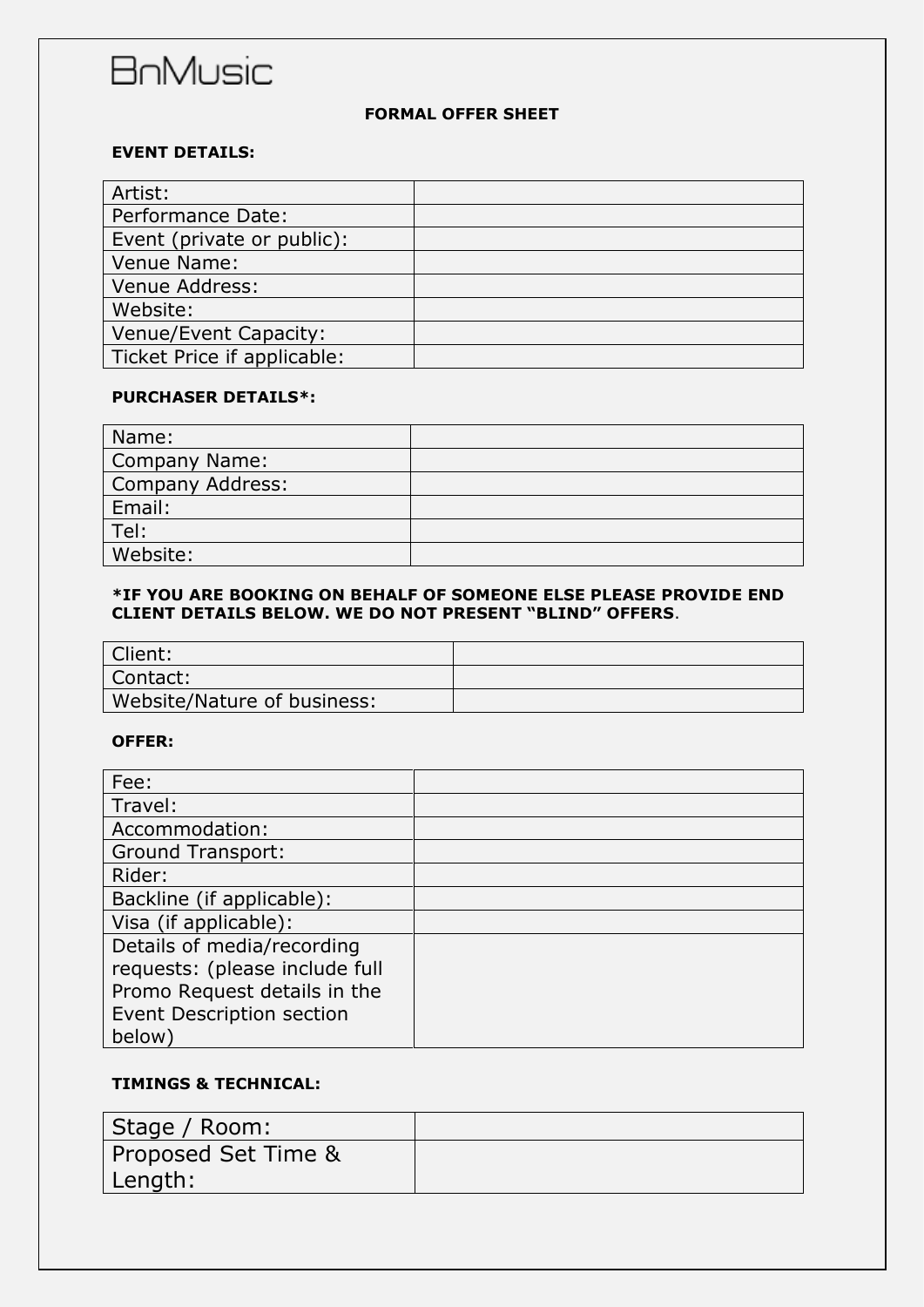BnMusic

# FORMAL OFFER SHEET

## EVENT DETAILS:

| | |
|---|---|
| Artist: | |
| Performance Date: | |
| Event (private or public): | |
| Venue Name: | |
| Venue Address: | |
| Website: | |
| Venue/Event Capacity: | |
| Ticket Price if applicable: | |

## PURCHASER DETAILS*:

| | |
|---|---|
| Name: | |
| Company Name: | |
| Company Address: | |
| Email: | |
| Tel: | |
| Website: | |

**\*IF YOU ARE BOOKING ON BEHALF OF SOMEONE ELSE PLEASE PROVIDE END CLIENT DETAILS BELOW. WE DO NOT PRESENT "BLIND" OFFERS**.

| | |
|---|---|
| Client: | |
| Contact: | |
| Website/Nature of business: | |

## OFFER:

| | |
|---|---|
| Fee: | |
| Travel: | |
| Accommodation: | |
| Ground Transport: | |
| Rider: | |
| Backline (if applicable): | |
| Visa (if applicable): | |
| Details of media/recording requests: (please include full Promo Request details in the Event Description section below) | |

## TIMINGS & TECHNICAL:

| | |
|---|---|
| Stage / Room: | |
| Proposed Set Time & Length: | |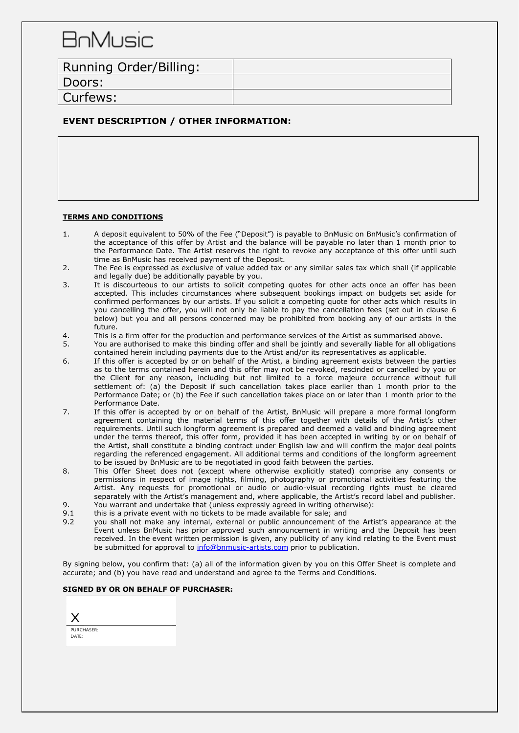# BnMusic

| | |
|---|---|
| Running Order/Billing: | |
| Doors: | |
| Curfews: | |

**EVENT DESCRIPTION / OTHER INFORMATION:**

**TERMS AND CONDITIONS**

1. A deposit equivalent to 50% of the Fee ("Deposit") is payable to BnMusic on BnMusic's confirmation of the acceptance of this offer by Artist and the balance will be payable no later than 1 month prior to the Performance Date. The Artist reserves the right to revoke any acceptance of this offer until such time as BnMusic has received payment of the Deposit.
2. The Fee is expressed as exclusive of value added tax or any similar sales tax which shall (if applicable and legally due) be additionally payable by you.
3. It is discourteous to our artists to solicit competing quotes for other acts once an offer has been accepted. This includes circumstances where subsequent bookings impact on budgets set aside for confirmed performances by our artists. If you solicit a competing quote for other acts which results in you cancelling the offer, you will not only be liable to pay the cancellation fees (set out in clause 6 below) but you and all persons concerned may be prohibited from booking any of our artists in the future.
4. This is a firm offer for the production and performance services of the Artist as summarised above.
5. You are authorised to make this binding offer and shall be jointly and severally liable for all obligations contained herein including payments due to the Artist and/or its representatives as applicable.
6. If this offer is accepted by or on behalf of the Artist, a binding agreement exists between the parties as to the terms contained herein and this offer may not be revoked, rescinded or cancelled by you or the Client for any reason, including but not limited to a force majeure occurrence without full settlement of: (a) the Deposit if such cancellation takes place earlier than 1 month prior to the Performance Date; or (b) the Fee if such cancellation takes place on or later than 1 month prior to the Performance Date.
7. If this offer is accepted by or on behalf of the Artist, BnMusic will prepare a more formal longform agreement containing the material terms of this offer together with details of the Artist's other requirements. Until such longform agreement is prepared and deemed a valid and binding agreement under the terms thereof, this offer form, provided it has been accepted in writing by or on behalf of the Artist, shall constitute a binding contract under English law and will confirm the major deal points regarding the referenced engagement. All additional terms and conditions of the longform agreement to be issued by BnMusic are to be negotiated in good faith between the parties.
8. This Offer Sheet does not (except where otherwise explicitly stated) comprise any consents or permissions in respect of image rights, filming, photography or promotional activities featuring the Artist. Any requests for promotional or audio or audio-visual recording rights must be cleared separately with the Artist's management and, where applicable, the Artist's record label and publisher.
9. You warrant and undertake that (unless expressly agreed in writing otherwise):

9.1 this is a private event with no tickets to be made available for sale; and

9.2 you shall not make any internal, external or public announcement of the Artist's appearance at the Event unless BnMusic has prior approved such announcement in writing and the Deposit has been received. In the event written permission is given, any publicity of any kind relating to the Event must be submitted for approval to info@bnmusic-artists.com prior to publication.

By signing below, you confirm that: (a) all of the information given by you on this Offer Sheet is complete and accurate; and (b) you have read and understand and agree to the Terms and Conditions.

**SIGNED BY OR ON BEHALF OF PURCHASER:**

X

PURCHASER:

DATE: